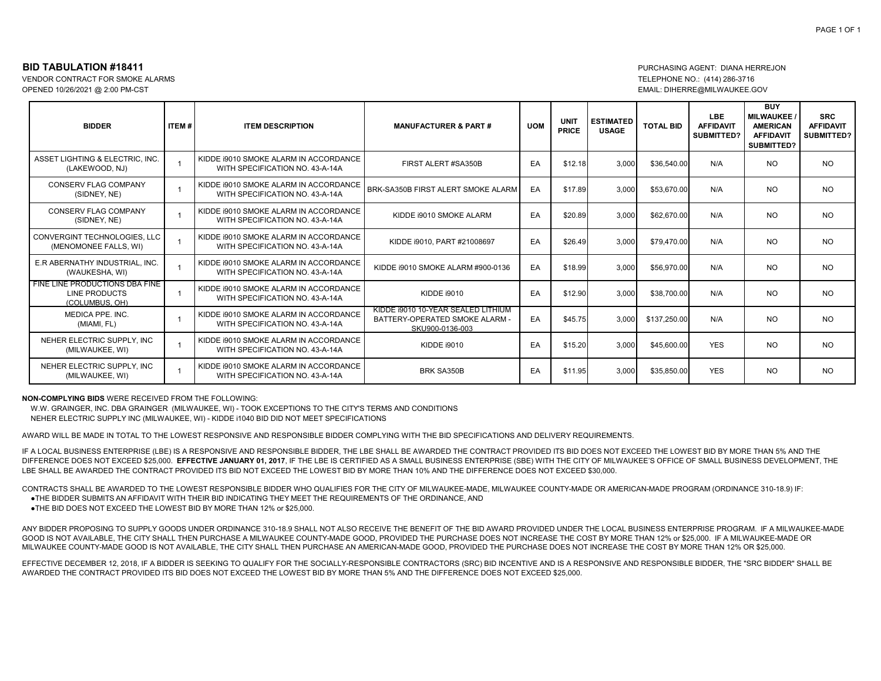## BID TABULATION #18411

VENDOR CONTRACT FOR SMOKE ALARMS
OPENED 10/26/2021 @ 2:00 PM-CST

PURCHASING AGENT: DIANA HERREJON
TELEPHONE NO.: (414) 286-3716
EMAIL: DIHERRE@MILWAUKEE.GOV

| BIDDER | ITEM # | ITEM DESCRIPTION | MANUFACTURER & PART # | UOM | UNIT PRICE | ESTIMATED USAGE | TOTAL BID | LBE AFFIDAVIT SUBMITTED? | BUY MILWAUKEE / AMERICAN AFFIDAVIT SUBMITTED? | SRC AFFIDAVIT SUBMITTED? |
|---|---|---|---|---|---|---|---|---|---|---|
| ASSET LIGHTING & ELECTRIC, INC. (LAKEWOOD, NJ) | 1 | KIDDE i9010 SMOKE ALARM IN ACCORDANCE WITH SPECIFICATION NO. 43-A-14A | FIRST ALERT #SA350B | EA | $12.18 | 3,000 | $36,540.00 | N/A | NO | NO |
| CONSERV FLAG COMPANY (SIDNEY, NE) | 1 | KIDDE i9010 SMOKE ALARM IN ACCORDANCE WITH SPECIFICATION NO. 43-A-14A | BRK-SA350B FIRST ALERT SMOKE ALARM | EA | $17.89 | 3,000 | $53,670.00 | N/A | NO | NO |
| CONSERV FLAG COMPANY (SIDNEY, NE) | 1 | KIDDE i9010 SMOKE ALARM IN ACCORDANCE WITH SPECIFICATION NO. 43-A-14A | KIDDE i9010 SMOKE ALARM | EA | $20.89 | 3,000 | $62,670.00 | N/A | NO | NO |
| CONVERGINT TECHNOLOGIES, LLC (MENOMONEE FALLS, WI) | 1 | KIDDE i9010 SMOKE ALARM IN ACCORDANCE WITH SPECIFICATION NO. 43-A-14A | KIDDE i9010, PART #21008697 | EA | $26.49 | 3,000 | $79,470.00 | N/A | NO | NO |
| E.R ABERNATHY INDUSTRIAL, INC. (WAUKESHA, WI) | 1 | KIDDE i9010 SMOKE ALARM IN ACCORDANCE WITH SPECIFICATION NO. 43-A-14A | KIDDE i9010 SMOKE ALARM #900-0136 | EA | $18.99 | 3,000 | $56,970.00 | N/A | NO | NO |
| FINE LINE PRODUCTIONS DBA FINE LINE PRODUCTS (COLUMBUS, OH) | 1 | KIDDE i9010 SMOKE ALARM IN ACCORDANCE WITH SPECIFICATION NO. 43-A-14A | KIDDE i9010 | EA | $12.90 | 3,000 | $38,700.00 | N/A | NO | NO |
| MEDICA PPE. INC. (MIAMI, FL) | 1 | KIDDE i9010 SMOKE ALARM IN ACCORDANCE WITH SPECIFICATION NO. 43-A-14A | KIDDE i9010 10-YEAR SEALED LITHIUM BATTERY-OPERATED SMOKE ALARM - SKU900-0136-003 | EA | $45.75 | 3,000 | $137,250.00 | N/A | NO | NO |
| NEHER ELECTRIC SUPPLY, INC (MILWAUKEE, WI) | 1 | KIDDE i9010 SMOKE ALARM IN ACCORDANCE WITH SPECIFICATION NO. 43-A-14A | KIDDE i9010 | EA | $15.20 | 3,000 | $45,600.00 | YES | NO | NO |
| NEHER ELECTRIC SUPPLY, INC (MILWAUKEE, WI) | 1 | KIDDE i9010 SMOKE ALARM IN ACCORDANCE WITH SPECIFICATION NO. 43-A-14A | BRK SA350B | EA | $11.95 | 3,000 | $35,850.00 | YES | NO | NO |

**NON-COMPLYING BIDS** WERE RECEIVED FROM THE FOLLOWING:

W.W. GRAINGER, INC. DBA GRAINGER (MILWAUKEE, WI) - TOOK EXCEPTIONS TO THE CITY'S TERMS AND CONDITIONS
NEHER ELECTRIC SUPPLY INC (MILWAUKEE, WI) - KIDDE i1040 BID DID NOT MEET SPECIFICATIONS

AWARD WILL BE MADE IN TOTAL TO THE LOWEST RESPONSIVE AND RESPONSIBLE BIDDER COMPLYING WITH THE BID SPECIFICATIONS AND DELIVERY REQUIREMENTS.

IF A LOCAL BUSINESS ENTERPRISE (LBE) IS A RESPONSIVE AND RESPONSIBLE BIDDER, THE LBE SHALL BE AWARDED THE CONTRACT PROVIDED ITS BID DOES NOT EXCEED THE LOWEST BID BY MORE THAN 5% AND THE DIFFERENCE DOES NOT EXCEED $25,000. **EFFECTIVE JANUARY 01, 2017**, IF THE LBE IS CERTIFIED AS A SMALL BUSINESS ENTERPRISE (SBE) WITH THE CITY OF MILWAUKEE'S OFFICE OF SMALL BUSINESS DEVELOPMENT, THE LBE SHALL BE AWARDED THE CONTRACT PROVIDED ITS BID NOT EXCEED THE LOWEST BID BY MORE THAN 10% AND THE DIFFERENCE DOES NOT EXCEED $30,000.

CONTRACTS SHALL BE AWARDED TO THE LOWEST RESPONSIBLE BIDDER WHO QUALIFIES FOR THE CITY OF MILWAUKEE-MADE, MILWAUKEE COUNTY-MADE OR AMERICAN-MADE PROGRAM (ORDINANCE 310-18.9) IF:

- THE BIDDER SUBMITS AN AFFIDAVIT WITH THEIR BID INDICATING THEY MEET THE REQUIREMENTS OF THE ORDINANCE, AND
- THE BID DOES NOT EXCEED THE LOWEST BID BY MORE THAN 12% or $25,000.

ANY BIDDER PROPOSING TO SUPPLY GOODS UNDER ORDINANCE 310-18.9 SHALL NOT ALSO RECEIVE THE BENEFIT OF THE BID AWARD PROVIDED UNDER THE LOCAL BUSINESS ENTERPRISE PROGRAM. IF A MILWAUKEE-MADE GOOD IS NOT AVAILABLE, THE CITY SHALL THEN PURCHASE A MILWAUKEE COUNTY-MADE GOOD, PROVIDED THE PURCHASE DOES NOT INCREASE THE COST BY MORE THAN 12% or $25,000. IF A MILWAUKEE-MADE OR MILWAUKEE COUNTY-MADE GOOD IS NOT AVAILABLE, THE CITY SHALL THEN PURCHASE AN AMERICAN-MADE GOOD, PROVIDED THE PURCHASE DOES NOT INCREASE THE COST BY MORE THAN 12% OR $25,000.

EFFECTIVE DECEMBER 12, 2018, IF A BIDDER IS SEEKING TO QUALIFY FOR THE SOCIALLY-RESPONSIBLE CONTRACTORS (SRC) BID INCENTIVE AND IS A RESPONSIVE AND RESPONSIBLE BIDDER, THE "SRC BIDDER" SHALL BE AWARDED THE CONTRACT PROVIDED ITS BID DOES NOT EXCEED THE LOWEST BID BY MORE THAN 5% AND THE DIFFERENCE DOES NOT EXCEED $25,000.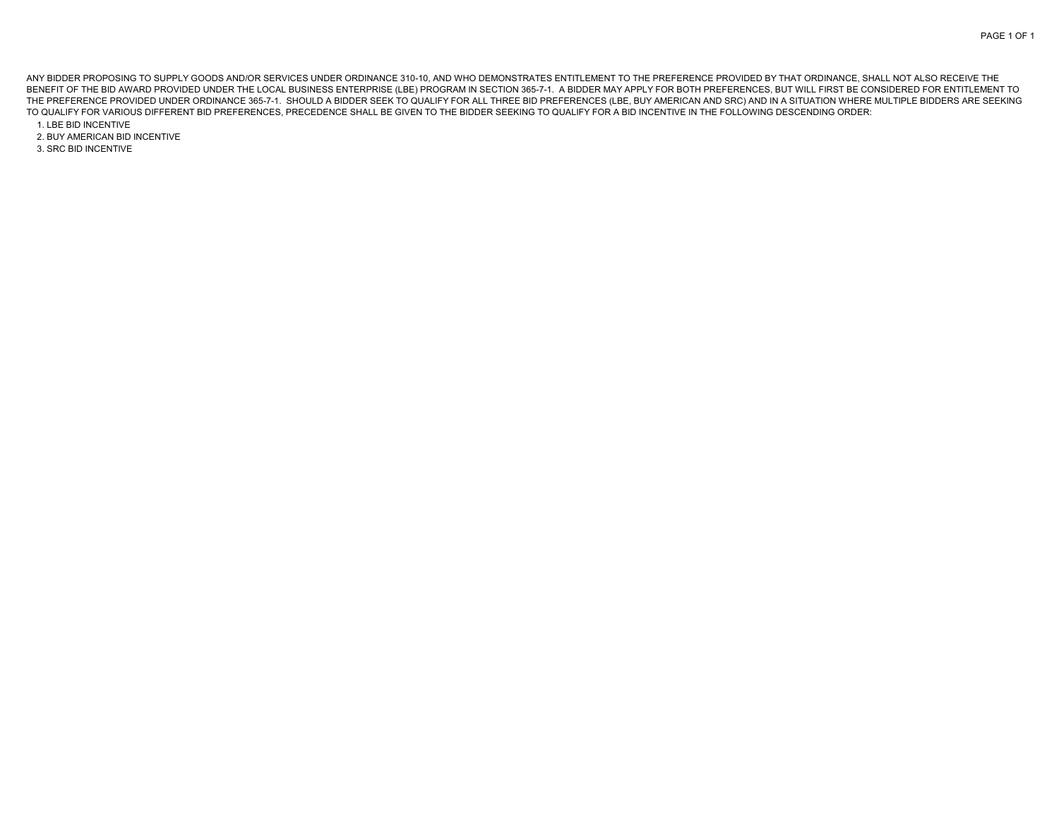ANY BIDDER PROPOSING TO SUPPLY GOODS AND/OR SERVICES UNDER ORDINANCE 310-10, AND WHO DEMONSTRATES ENTITLEMENT TO THE PREFERENCE PROVIDED BY THAT ORDINANCE, SHALL NOT ALSO RECEIVE THE BENEFIT OF THE BID AWARD PROVIDED UNDER THE LOCAL BUSINESS ENTERPRISE (LBE) PROGRAM IN SECTION 365-7-1. A BIDDER MAY APPLY FOR BOTH PREFERENCES, BUT WILL FIRST BE CONSIDERED FOR ENTITLEMENT TO THE PREFERENCE PROVIDED UNDER ORDINANCE 365-7-1. SHOULD A BIDDER SEEK TO QUALIFY FOR ALL THREE BID PREFERENCES (LBE, BUY AMERICAN AND SRC) AND IN A SITUATION WHERE MULTIPLE BIDDERS ARE SEEKING TO QUALIFY FOR VARIOUS DIFFERENT BID PREFERENCES, PRECEDENCE SHALL BE GIVEN TO THE BIDDER SEEKING TO QUALIFY FOR A BID INCENTIVE IN THE FOLLOWING DESCENDING ORDER:

1. LBE BID INCENTIVE
2. BUY AMERICAN BID INCENTIVE
3. SRC BID INCENTIVE